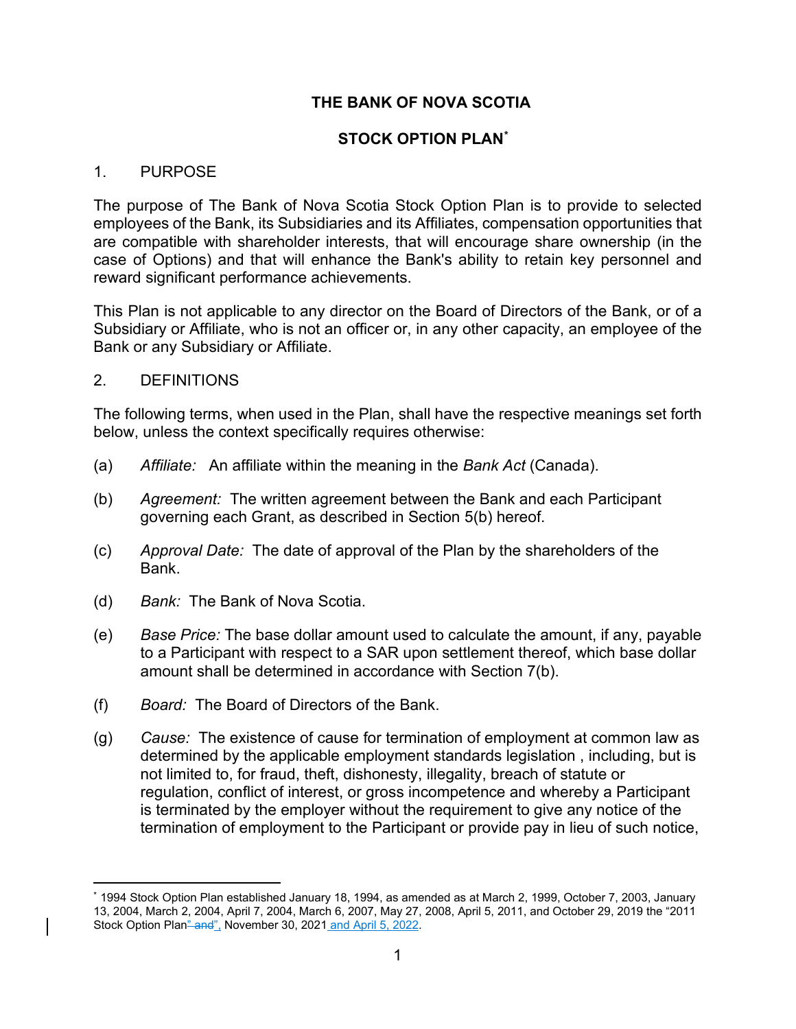# THE BANK OF NOVA SCOTIA

## STOCK OPTION PLAN[*]

1. PURPOSE

The purpose of The Bank of Nova Scotia Stock Option Plan is to provide to selected employees of the Bank, its Subsidiaries and its Affiliates, compensation opportunities that are compatible with shareholder interests, that will encourage share ownership (in the case of Options) and that will enhance the Bank's ability to retain key personnel and reward significant performance achievements.

This Plan is not applicable to any director on the Board of Directors of the Bank, or of a Subsidiary or Affiliate, who is not an officer or, in any other capacity, an employee of the Bank or any Subsidiary or Affiliate.

2. DEFINITIONS

The following terms, when used in the Plan, shall have the respective meanings set forth below, unless the context specifically requires otherwise:

(a) *Affiliate:* An affiliate within the meaning in the *Bank Act* (Canada).

(b) *Agreement:* The written agreement between the Bank and each Participant governing each Grant, as described in Section 5(b) hereof.

(c) *Approval Date:* The date of approval of the Plan by the shareholders of the Bank.

(d) *Bank:* The Bank of Nova Scotia.

(e) *Base Price:* The base dollar amount used to calculate the amount, if any, payable to a Participant with respect to a SAR upon settlement thereof, which base dollar amount shall be determined in accordance with Section 7(b).

(f) *Board:* The Board of Directors of the Bank.

(g) *Cause:* The existence of cause for termination of employment at common law as determined by the applicable employment standards legislation , including, but is not limited to, for fraud, theft, dishonesty, illegality, breach of statute or regulation, conflict of interest, or gross incompetence and whereby a Participant is terminated by the employer without the requirement to give any notice of the termination of employment to the Participant or provide pay in lieu of such notice,

[*] 1994 Stock Option Plan established January 18, 1994, as amended as at March 2, 1999, October 7, 2003, January 13, 2004, March 2, 2004, April 7, 2004, March 6, 2007, May 27, 2008, April 5, 2011, and October 29, 2019 the "2011 Stock Option Plan" and", November 30, 2021 and April 5, 2022.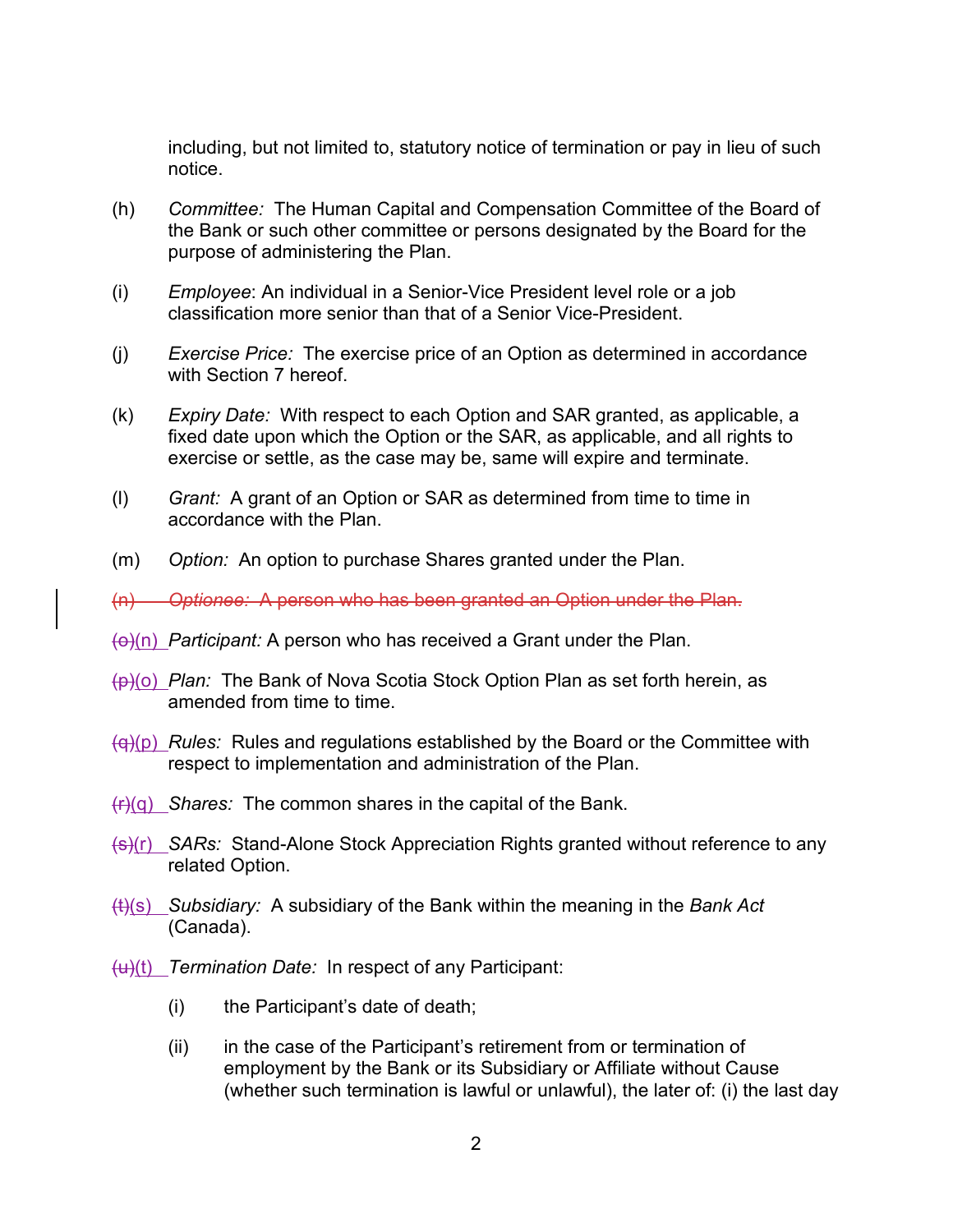including, but not limited to, statutory notice of termination or pay in lieu of such notice.

(h) *Committee:* The Human Capital and Compensation Committee of the Board of the Bank or such other committee or persons designated by the Board for the purpose of administering the Plan.

(i) *Employee*: An individual in a Senior-Vice President level role or a job classification more senior than that of a Senior Vice-President.

(j) *Exercise Price:* The exercise price of an Option as determined in accordance with Section 7 hereof.

(k) *Expiry Date:* With respect to each Option and SAR granted, as applicable, a fixed date upon which the Option or the SAR, as applicable, and all rights to exercise or settle, as the case may be, same will expire and terminate.

(l) *Grant:* A grant of an Option or SAR as determined from time to time in accordance with the Plan.

(m) *Option:* An option to purchase Shares granted under the Plan.

~~(n) *Optionee:* A person who has been granted an Option under the Plan.~~

~~(o)~~(n) *Participant:* A person who has received a Grant under the Plan.

~~(p)~~(o) *Plan:* The Bank of Nova Scotia Stock Option Plan as set forth herein, as amended from time to time.

~~(q)~~(p) *Rules:* Rules and regulations established by the Board or the Committee with respect to implementation and administration of the Plan.

~~(r)~~(q) *Shares:* The common shares in the capital of the Bank.

~~(s)~~(r) *SARs:* Stand-Alone Stock Appreciation Rights granted without reference to any related Option.

~~(t)~~(s) *Subsidiary:* A subsidiary of the Bank within the meaning in the *Bank Act* (Canada).

~~(u)~~(t) *Termination Date:* In respect of any Participant:

(i) the Participant's date of death;

(ii) in the case of the Participant's retirement from or termination of employment by the Bank or its Subsidiary or Affiliate without Cause (whether such termination is lawful or unlawful), the later of: (i) the last day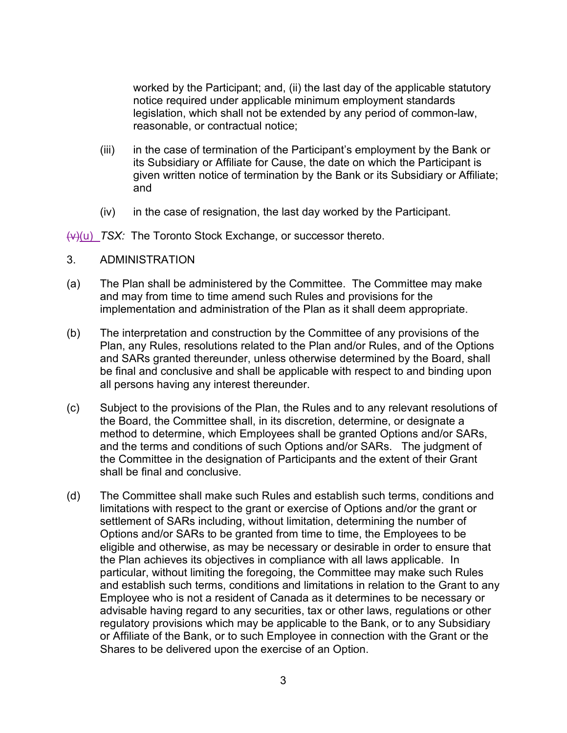worked by the Participant; and, (ii) the last day of the applicable statutory notice required under applicable minimum employment standards legislation, which shall not be extended by any period of common-law, reasonable, or contractual notice;

(iii) in the case of termination of the Participant's employment by the Bank or its Subsidiary or Affiliate for Cause, the date on which the Participant is given written notice of termination by the Bank or its Subsidiary or Affiliate; and

(iv) in the case of resignation, the last day worked by the Participant.

~~(v)~~(u) *TSX:* The Toronto Stock Exchange, or successor thereto.

3. ADMINISTRATION

(a) The Plan shall be administered by the Committee. The Committee may make and may from time to time amend such Rules and provisions for the implementation and administration of the Plan as it shall deem appropriate.

(b) The interpretation and construction by the Committee of any provisions of the Plan, any Rules, resolutions related to the Plan and/or Rules, and of the Options and SARs granted thereunder, unless otherwise determined by the Board, shall be final and conclusive and shall be applicable with respect to and binding upon all persons having any interest thereunder.

(c) Subject to the provisions of the Plan, the Rules and to any relevant resolutions of the Board, the Committee shall, in its discretion, determine, or designate a method to determine, which Employees shall be granted Options and/or SARs, and the terms and conditions of such Options and/or SARs. The judgment of the Committee in the designation of Participants and the extent of their Grant shall be final and conclusive.

(d) The Committee shall make such Rules and establish such terms, conditions and limitations with respect to the grant or exercise of Options and/or the grant or settlement of SARs including, without limitation, determining the number of Options and/or SARs to be granted from time to time, the Employees to be eligible and otherwise, as may be necessary or desirable in order to ensure that the Plan achieves its objectives in compliance with all laws applicable. In particular, without limiting the foregoing, the Committee may make such Rules and establish such terms, conditions and limitations in relation to the Grant to any Employee who is not a resident of Canada as it determines to be necessary or advisable having regard to any securities, tax or other laws, regulations or other regulatory provisions which may be applicable to the Bank, or to any Subsidiary or Affiliate of the Bank, or to such Employee in connection with the Grant or the Shares to be delivered upon the exercise of an Option.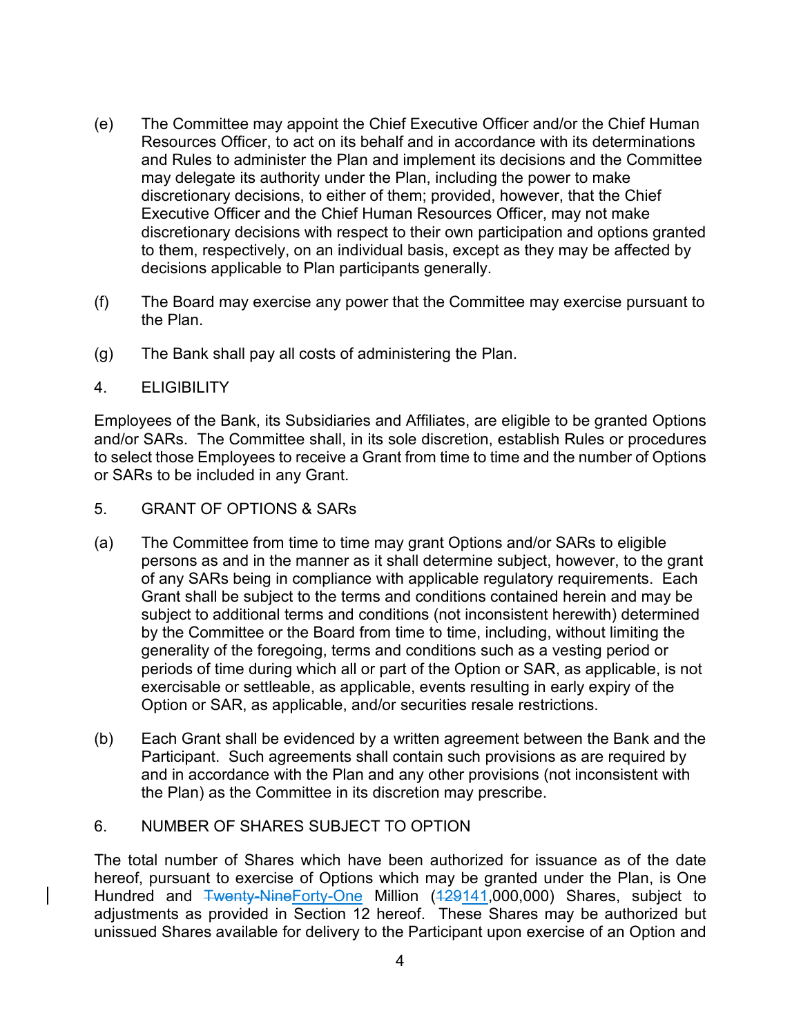(e) The Committee may appoint the Chief Executive Officer and/or the Chief Human Resources Officer, to act on its behalf and in accordance with its determinations and Rules to administer the Plan and implement its decisions and the Committee may delegate its authority under the Plan, including the power to make discretionary decisions, to either of them; provided, however, that the Chief Executive Officer and the Chief Human Resources Officer, may not make discretionary decisions with respect to their own participation and options granted to them, respectively, on an individual basis, except as they may be affected by decisions applicable to Plan participants generally.

(f) The Board may exercise any power that the Committee may exercise pursuant to the Plan.

(g) The Bank shall pay all costs of administering the Plan.

4. ELIGIBILITY

Employees of the Bank, its Subsidiaries and Affiliates, are eligible to be granted Options and/or SARs. The Committee shall, in its sole discretion, establish Rules or procedures to select those Employees to receive a Grant from time to time and the number of Options or SARs to be included in any Grant.

5. GRANT OF OPTIONS & SARs

(a) The Committee from time to time may grant Options and/or SARs to eligible persons as and in the manner as it shall determine subject, however, to the grant of any SARs being in compliance with applicable regulatory requirements. Each Grant shall be subject to the terms and conditions contained herein and may be subject to additional terms and conditions (not inconsistent herewith) determined by the Committee or the Board from time to time, including, without limiting the generality of the foregoing, terms and conditions such as a vesting period or periods of time during which all or part of the Option or SAR, as applicable, is not exercisable or settleable, as applicable, events resulting in early expiry of the Option or SAR, as applicable, and/or securities resale restrictions.

(b) Each Grant shall be evidenced by a written agreement between the Bank and the Participant. Such agreements shall contain such provisions as are required by and in accordance with the Plan and any other provisions (not inconsistent with the Plan) as the Committee in its discretion may prescribe.

6. NUMBER OF SHARES SUBJECT TO OPTION

The total number of Shares which have been authorized for issuance as of the date hereof, pursuant to exercise of Options which may be granted under the Plan, is One Hundred and ~~Twenty-Nine~~Forty-One Million (~~129~~141,000,000) Shares, subject to adjustments as provided in Section 12 hereof. These Shares may be authorized but unissued Shares available for delivery to the Participant upon exercise of an Option and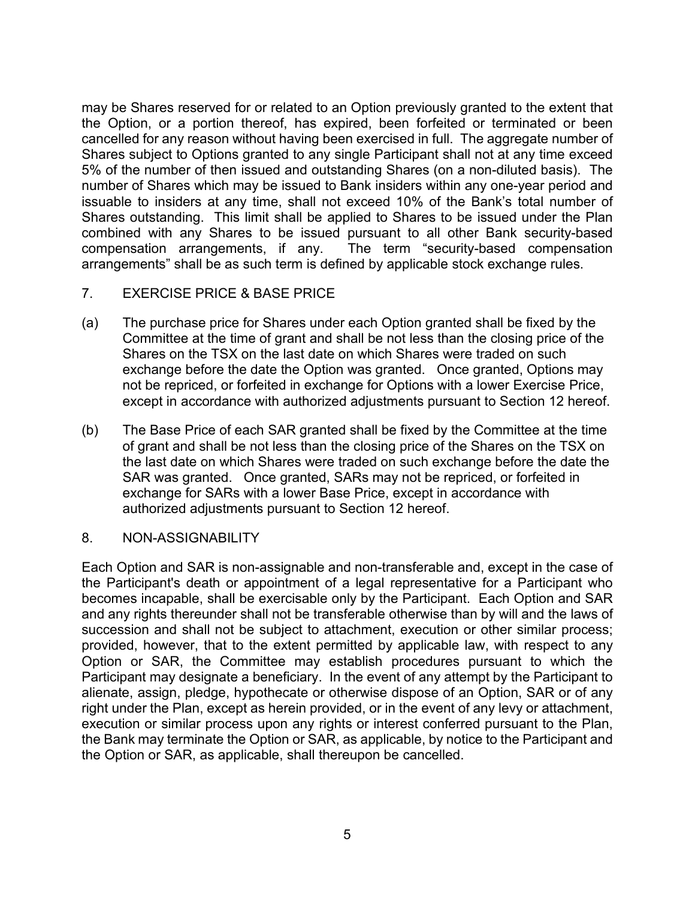may be Shares reserved for or related to an Option previously granted to the extent that the Option, or a portion thereof, has expired, been forfeited or terminated or been cancelled for any reason without having been exercised in full. The aggregate number of Shares subject to Options granted to any single Participant shall not at any time exceed 5% of the number of then issued and outstanding Shares (on a non-diluted basis). The number of Shares which may be issued to Bank insiders within any one-year period and issuable to insiders at any time, shall not exceed 10% of the Bank's total number of Shares outstanding. This limit shall be applied to Shares to be issued under the Plan combined with any Shares to be issued pursuant to all other Bank security-based compensation arrangements, if any. The term "security-based compensation arrangements" shall be as such term is defined by applicable stock exchange rules.

## 7. EXERCISE PRICE & BASE PRICE

(a) The purchase price for Shares under each Option granted shall be fixed by the Committee at the time of grant and shall be not less than the closing price of the Shares on the TSX on the last date on which Shares were traded on such exchange before the date the Option was granted. Once granted, Options may not be repriced, or forfeited in exchange for Options with a lower Exercise Price, except in accordance with authorized adjustments pursuant to Section 12 hereof.

(b) The Base Price of each SAR granted shall be fixed by the Committee at the time of grant and shall be not less than the closing price of the Shares on the TSX on the last date on which Shares were traded on such exchange before the date the SAR was granted. Once granted, SARs may not be repriced, or forfeited in exchange for SARs with a lower Base Price, except in accordance with authorized adjustments pursuant to Section 12 hereof.

## 8. NON-ASSIGNABILITY

Each Option and SAR is non-assignable and non-transferable and, except in the case of the Participant's death or appointment of a legal representative for a Participant who becomes incapable, shall be exercisable only by the Participant. Each Option and SAR and any rights thereunder shall not be transferable otherwise than by will and the laws of succession and shall not be subject to attachment, execution or other similar process; provided, however, that to the extent permitted by applicable law, with respect to any Option or SAR, the Committee may establish procedures pursuant to which the Participant may designate a beneficiary. In the event of any attempt by the Participant to alienate, assign, pledge, hypothecate or otherwise dispose of an Option, SAR or of any right under the Plan, except as herein provided, or in the event of any levy or attachment, execution or similar process upon any rights or interest conferred pursuant to the Plan, the Bank may terminate the Option or SAR, as applicable, by notice to the Participant and the Option or SAR, as applicable, shall thereupon be cancelled.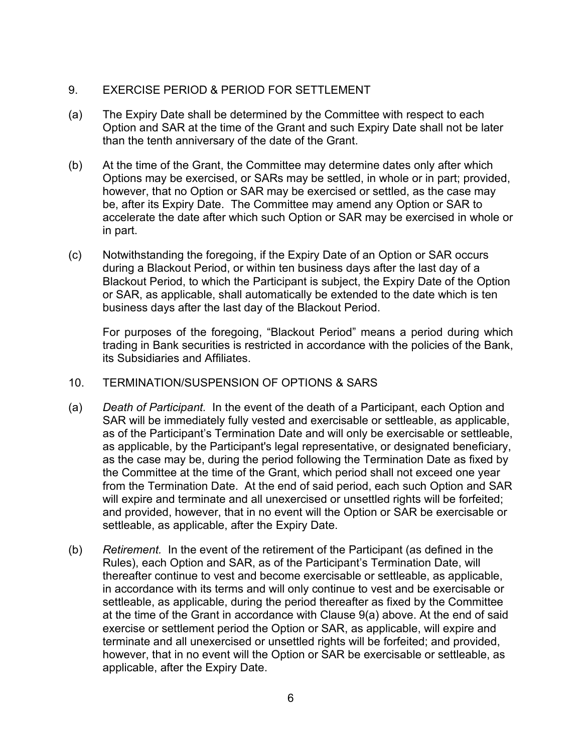## 9. EXERCISE PERIOD & PERIOD FOR SETTLEMENT

(a) The Expiry Date shall be determined by the Committee with respect to each Option and SAR at the time of the Grant and such Expiry Date shall not be later than the tenth anniversary of the date of the Grant.

(b) At the time of the Grant, the Committee may determine dates only after which Options may be exercised, or SARs may be settled, in whole or in part; provided, however, that no Option or SAR may be exercised or settled, as the case may be, after its Expiry Date. The Committee may amend any Option or SAR to accelerate the date after which such Option or SAR may be exercised in whole or in part.

(c) Notwithstanding the foregoing, if the Expiry Date of an Option or SAR occurs during a Blackout Period, or within ten business days after the last day of a Blackout Period, to which the Participant is subject, the Expiry Date of the Option or SAR, as applicable, shall automatically be extended to the date which is ten business days after the last day of the Blackout Period.

For purposes of the foregoing, "Blackout Period" means a period during which trading in Bank securities is restricted in accordance with the policies of the Bank, its Subsidiaries and Affiliates.

## 10. TERMINATION/SUSPENSION OF OPTIONS & SARS

(a) *Death of Participant.* In the event of the death of a Participant, each Option and SAR will be immediately fully vested and exercisable or settleable, as applicable, as of the Participant's Termination Date and will only be exercisable or settleable, as applicable, by the Participant's legal representative, or designated beneficiary, as the case may be, during the period following the Termination Date as fixed by the Committee at the time of the Grant, which period shall not exceed one year from the Termination Date. At the end of said period, each such Option and SAR will expire and terminate and all unexercised or unsettled rights will be forfeited; and provided, however, that in no event will the Option or SAR be exercisable or settleable, as applicable, after the Expiry Date.

(b) *Retirement.* In the event of the retirement of the Participant (as defined in the Rules), each Option and SAR, as of the Participant's Termination Date, will thereafter continue to vest and become exercisable or settleable, as applicable, in accordance with its terms and will only continue to vest and be exercisable or settleable, as applicable, during the period thereafter as fixed by the Committee at the time of the Grant in accordance with Clause 9(a) above. At the end of said exercise or settlement period the Option or SAR, as applicable, will expire and terminate and all unexercised or unsettled rights will be forfeited; and provided, however, that in no event will the Option or SAR be exercisable or settleable, as applicable, after the Expiry Date.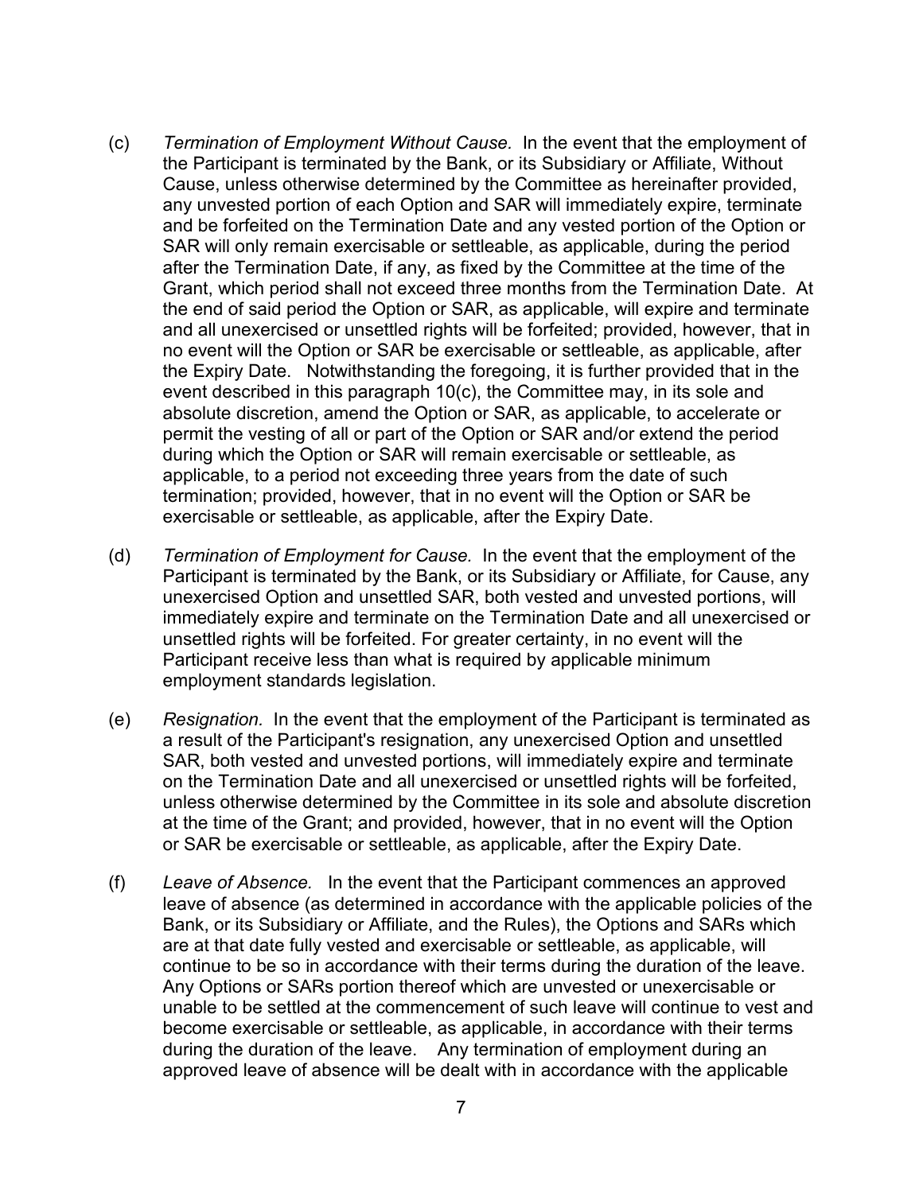(c) *Termination of Employment Without Cause.* In the event that the employment of the Participant is terminated by the Bank, or its Subsidiary or Affiliate, Without Cause, unless otherwise determined by the Committee as hereinafter provided, any unvested portion of each Option and SAR will immediately expire, terminate and be forfeited on the Termination Date and any vested portion of the Option or SAR will only remain exercisable or settleable, as applicable, during the period after the Termination Date, if any, as fixed by the Committee at the time of the Grant, which period shall not exceed three months from the Termination Date. At the end of said period the Option or SAR, as applicable, will expire and terminate and all unexercised or unsettled rights will be forfeited; provided, however, that in no event will the Option or SAR be exercisable or settleable, as applicable, after the Expiry Date. Notwithstanding the foregoing, it is further provided that in the event described in this paragraph 10(c), the Committee may, in its sole and absolute discretion, amend the Option or SAR, as applicable, to accelerate or permit the vesting of all or part of the Option or SAR and/or extend the period during which the Option or SAR will remain exercisable or settleable, as applicable, to a period not exceeding three years from the date of such termination; provided, however, that in no event will the Option or SAR be exercisable or settleable, as applicable, after the Expiry Date.

(d) *Termination of Employment for Cause.* In the event that the employment of the Participant is terminated by the Bank, or its Subsidiary or Affiliate, for Cause, any unexercised Option and unsettled SAR, both vested and unvested portions, will immediately expire and terminate on the Termination Date and all unexercised or unsettled rights will be forfeited. For greater certainty, in no event will the Participant receive less than what is required by applicable minimum employment standards legislation.

(e) *Resignation.* In the event that the employment of the Participant is terminated as a result of the Participant's resignation, any unexercised Option and unsettled SAR, both vested and unvested portions, will immediately expire and terminate on the Termination Date and all unexercised or unsettled rights will be forfeited, unless otherwise determined by the Committee in its sole and absolute discretion at the time of the Grant; and provided, however, that in no event will the Option or SAR be exercisable or settleable, as applicable, after the Expiry Date.

(f) *Leave of Absence.* In the event that the Participant commences an approved leave of absence (as determined in accordance with the applicable policies of the Bank, or its Subsidiary or Affiliate, and the Rules), the Options and SARs which are at that date fully vested and exercisable or settleable, as applicable, will continue to be so in accordance with their terms during the duration of the leave. Any Options or SARs portion thereof which are unvested or unexercisable or unable to be settled at the commencement of such leave will continue to vest and become exercisable or settleable, as applicable, in accordance with their terms during the duration of the leave. Any termination of employment during an approved leave of absence will be dealt with in accordance with the applicable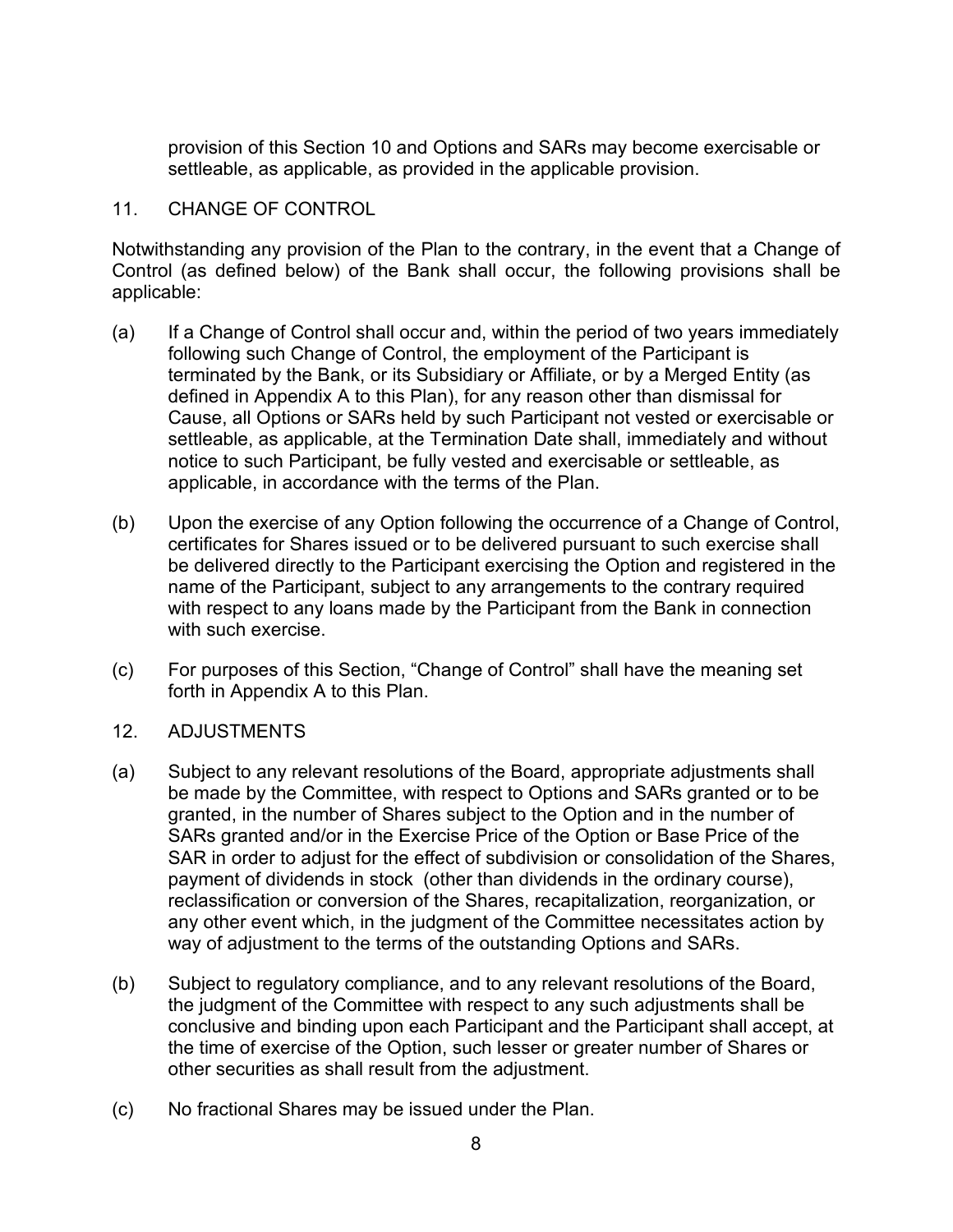provision of this Section 10 and Options and SARs may become exercisable or settleable, as applicable, as provided in the applicable provision.

## 11. CHANGE OF CONTROL

Notwithstanding any provision of the Plan to the contrary, in the event that a Change of Control (as defined below) of the Bank shall occur, the following provisions shall be applicable:

(a) If a Change of Control shall occur and, within the period of two years immediately following such Change of Control, the employment of the Participant is terminated by the Bank, or its Subsidiary or Affiliate, or by a Merged Entity (as defined in Appendix A to this Plan), for any reason other than dismissal for Cause, all Options or SARs held by such Participant not vested or exercisable or settleable, as applicable, at the Termination Date shall, immediately and without notice to such Participant, be fully vested and exercisable or settleable, as applicable, in accordance with the terms of the Plan.

(b) Upon the exercise of any Option following the occurrence of a Change of Control, certificates for Shares issued or to be delivered pursuant to such exercise shall be delivered directly to the Participant exercising the Option and registered in the name of the Participant, subject to any arrangements to the contrary required with respect to any loans made by the Participant from the Bank in connection with such exercise.

(c) For purposes of this Section, "Change of Control" shall have the meaning set forth in Appendix A to this Plan.

## 12. ADJUSTMENTS

(a) Subject to any relevant resolutions of the Board, appropriate adjustments shall be made by the Committee, with respect to Options and SARs granted or to be granted, in the number of Shares subject to the Option and in the number of SARs granted and/or in the Exercise Price of the Option or Base Price of the SAR in order to adjust for the effect of subdivision or consolidation of the Shares, payment of dividends in stock (other than dividends in the ordinary course), reclassification or conversion of the Shares, recapitalization, reorganization, or any other event which, in the judgment of the Committee necessitates action by way of adjustment to the terms of the outstanding Options and SARs.

(b) Subject to regulatory compliance, and to any relevant resolutions of the Board, the judgment of the Committee with respect to any such adjustments shall be conclusive and binding upon each Participant and the Participant shall accept, at the time of exercise of the Option, such lesser or greater number of Shares or other securities as shall result from the adjustment.

(c) No fractional Shares may be issued under the Plan.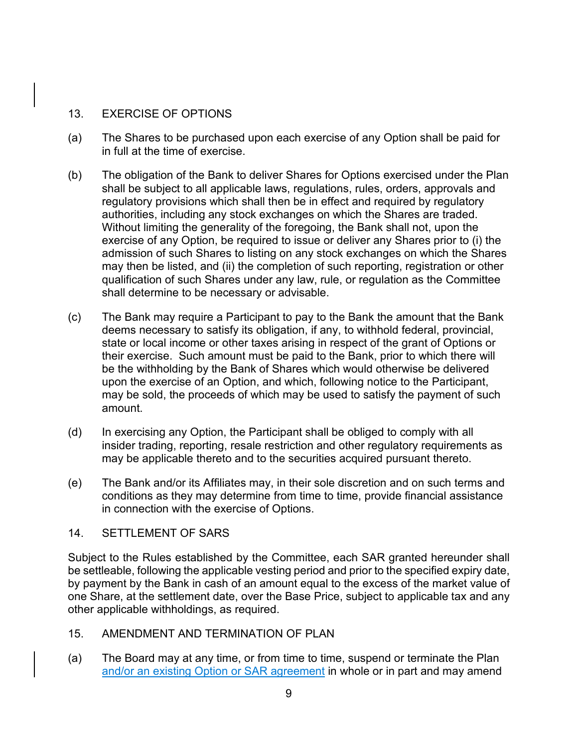## 13. EXERCISE OF OPTIONS

(a) The Shares to be purchased upon each exercise of any Option shall be paid for in full at the time of exercise.

(b) The obligation of the Bank to deliver Shares for Options exercised under the Plan shall be subject to all applicable laws, regulations, rules, orders, approvals and regulatory provisions which shall then be in effect and required by regulatory authorities, including any stock exchanges on which the Shares are traded. Without limiting the generality of the foregoing, the Bank shall not, upon the exercise of any Option, be required to issue or deliver any Shares prior to (i) the admission of such Shares to listing on any stock exchanges on which the Shares may then be listed, and (ii) the completion of such reporting, registration or other qualification of such Shares under any law, rule, or regulation as the Committee shall determine to be necessary or advisable.

(c) The Bank may require a Participant to pay to the Bank the amount that the Bank deems necessary to satisfy its obligation, if any, to withhold federal, provincial, state or local income or other taxes arising in respect of the grant of Options or their exercise. Such amount must be paid to the Bank, prior to which there will be the withholding by the Bank of Shares which would otherwise be delivered upon the exercise of an Option, and which, following notice to the Participant, may be sold, the proceeds of which may be used to satisfy the payment of such amount.

(d) In exercising any Option, the Participant shall be obliged to comply with all insider trading, reporting, resale restriction and other regulatory requirements as may be applicable thereto and to the securities acquired pursuant thereto.

(e) The Bank and/or its Affiliates may, in their sole discretion and on such terms and conditions as they may determine from time to time, provide financial assistance in connection with the exercise of Options.

## 14. SETTLEMENT OF SARS

Subject to the Rules established by the Committee, each SAR granted hereunder shall be settleable, following the applicable vesting period and prior to the specified expiry date, by payment by the Bank in cash of an amount equal to the excess of the market value of one Share, at the settlement date, over the Base Price, subject to applicable tax and any other applicable withholdings, as required.

## 15. AMENDMENT AND TERMINATION OF PLAN

(a) The Board may at any time, or from time to time, suspend or terminate the Plan and/or an existing Option or SAR agreement in whole or in part and may amend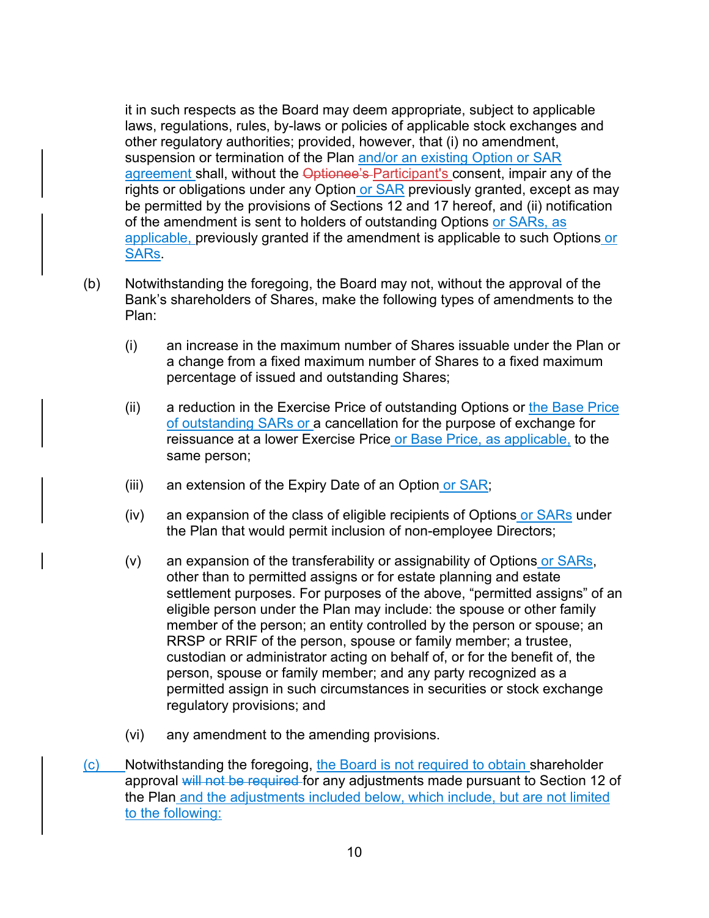it in such respects as the Board may deem appropriate, subject to applicable laws, regulations, rules, by-laws or policies of applicable stock exchanges and other regulatory authorities; provided, however, that (i) no amendment, suspension or termination of the Plan and/or an existing Option or SAR agreement shall, without the ~~Optionee's~~ Participant's consent, impair any of the rights or obligations under any Option or SAR previously granted, except as may be permitted by the provisions of Sections 12 and 17 hereof, and (ii) notification of the amendment is sent to holders of outstanding Options or SARs, as applicable, previously granted if the amendment is applicable to such Options or SARs.

(b) Notwithstanding the foregoing, the Board may not, without the approval of the Bank's shareholders of Shares, make the following types of amendments to the Plan:

(i) an increase in the maximum number of Shares issuable under the Plan or a change from a fixed maximum number of Shares to a fixed maximum percentage of issued and outstanding Shares;

(ii) a reduction in the Exercise Price of outstanding Options or the Base Price of outstanding SARs or a cancellation for the purpose of exchange for reissuance at a lower Exercise Price or Base Price, as applicable, to the same person;

(iii) an extension of the Expiry Date of an Option or SAR;

(iv) an expansion of the class of eligible recipients of Options or SARs under the Plan that would permit inclusion of non-employee Directors;

(v) an expansion of the transferability or assignability of Options or SARs, other than to permitted assigns or for estate planning and estate settlement purposes. For purposes of the above, "permitted assigns" of an eligible person under the Plan may include: the spouse or other family member of the person; an entity controlled by the person or spouse; an RRSP or RRIF of the person, spouse or family member; a trustee, custodian or administrator acting on behalf of, or for the benefit of, the person, spouse or family member; and any party recognized as a permitted assign in such circumstances in securities or stock exchange regulatory provisions; and

(vi) any amendment to the amending provisions.

(c) Notwithstanding the foregoing, the Board is not required to obtain shareholder approval ~~will not be required~~ for any adjustments made pursuant to Section 12 of the Plan and the adjustments included below, which include, but are not limited to the following: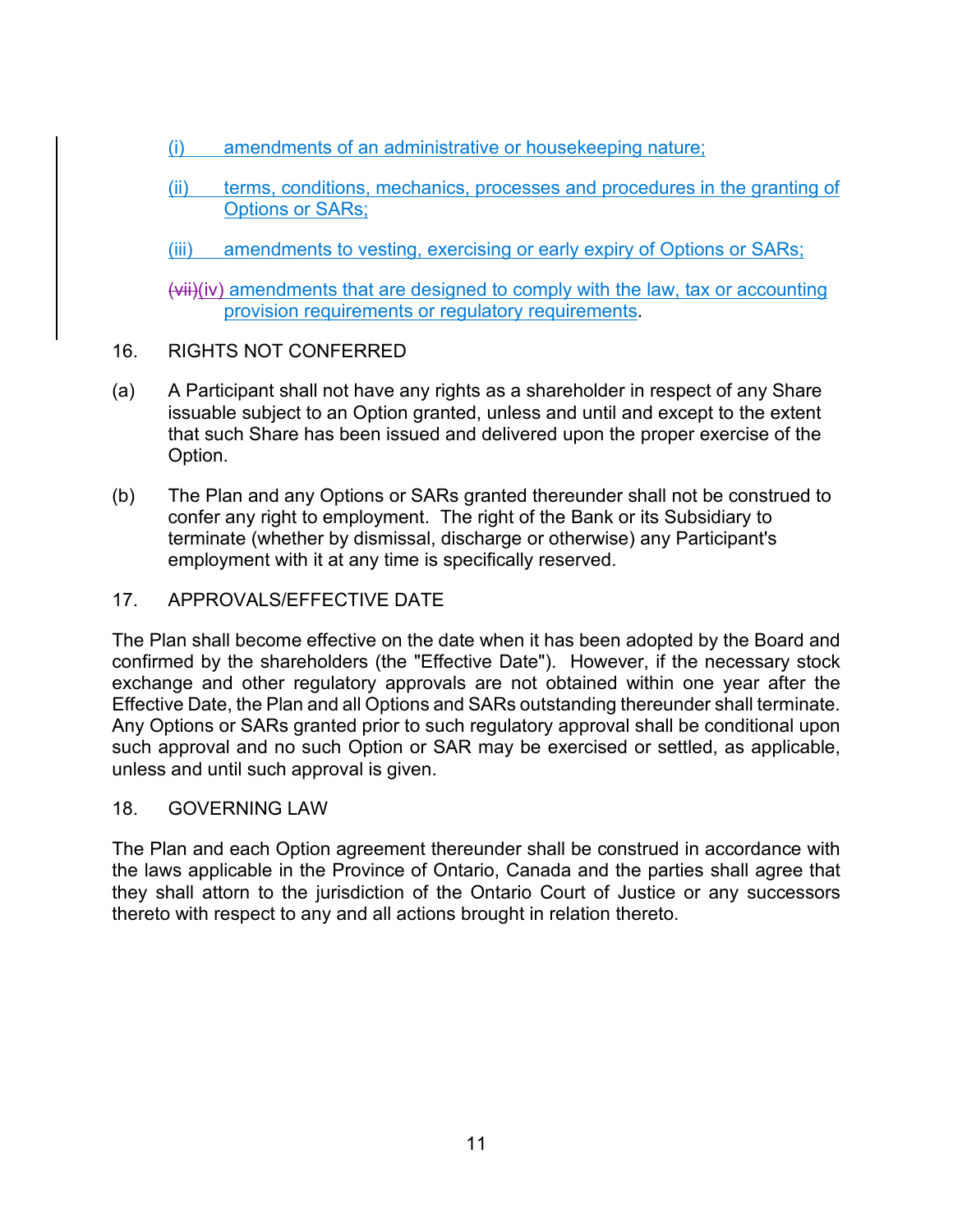(i) amendments of an administrative or housekeeping nature;

(ii) terms, conditions, mechanics, processes and procedures in the granting of Options or SARs;

(iii) amendments to vesting, exercising or early expiry of Options or SARs;

~~(vii)~~(iv) amendments that are designed to comply with the law, tax or accounting provision requirements or regulatory requirements.

16. RIGHTS NOT CONFERRED

(a) A Participant shall not have any rights as a shareholder in respect of any Share issuable subject to an Option granted, unless and until and except to the extent that such Share has been issued and delivered upon the proper exercise of the Option.

(b) The Plan and any Options or SARs granted thereunder shall not be construed to confer any right to employment. The right of the Bank or its Subsidiary to terminate (whether by dismissal, discharge or otherwise) any Participant's employment with it at any time is specifically reserved.

17. APPROVALS/EFFECTIVE DATE

The Plan shall become effective on the date when it has been adopted by the Board and confirmed by the shareholders (the "Effective Date"). However, if the necessary stock exchange and other regulatory approvals are not obtained within one year after the Effective Date, the Plan and all Options and SARs outstanding thereunder shall terminate. Any Options or SARs granted prior to such regulatory approval shall be conditional upon such approval and no such Option or SAR may be exercised or settled, as applicable, unless and until such approval is given.

18. GOVERNING LAW

The Plan and each Option agreement thereunder shall be construed in accordance with the laws applicable in the Province of Ontario, Canada and the parties shall agree that they shall attorn to the jurisdiction of the Ontario Court of Justice or any successors thereto with respect to any and all actions brought in relation thereto.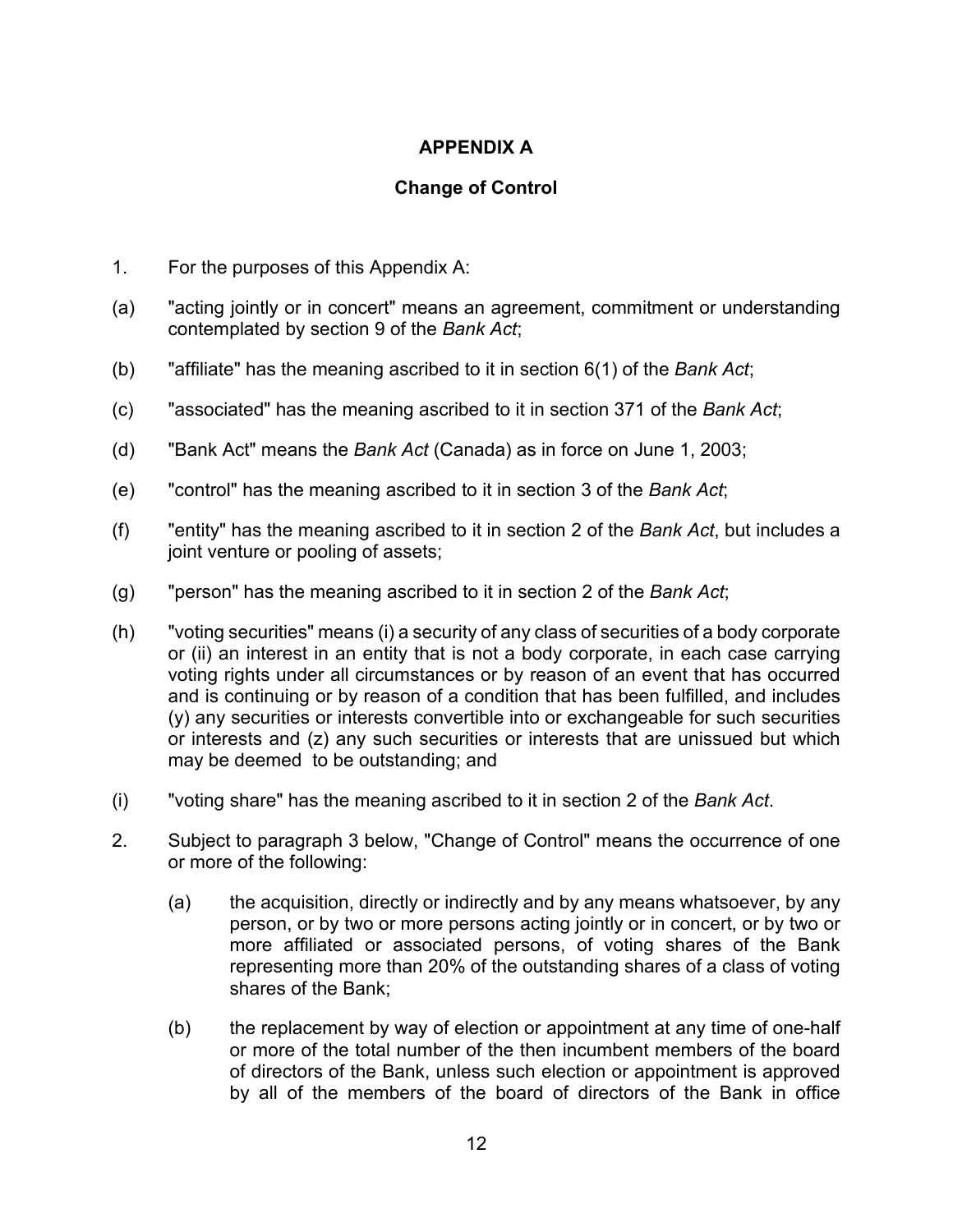## APPENDIX A

## Change of Control

1. For the purposes of this Appendix A:

(a) "acting jointly or in concert" means an agreement, commitment or understanding contemplated by section 9 of the *Bank Act*;

(b) "affiliate" has the meaning ascribed to it in section 6(1) of the *Bank Act*;

(c) "associated" has the meaning ascribed to it in section 371 of the *Bank Act*;

(d) "Bank Act" means the *Bank Act* (Canada) as in force on June 1, 2003;

(e) "control" has the meaning ascribed to it in section 3 of the *Bank Act*;

(f) "entity" has the meaning ascribed to it in section 2 of the *Bank Act*, but includes a joint venture or pooling of assets;

(g) "person" has the meaning ascribed to it in section 2 of the *Bank Act*;

(h) "voting securities" means (i) a security of any class of securities of a body corporate or (ii) an interest in an entity that is not a body corporate, in each case carrying voting rights under all circumstances or by reason of an event that has occurred and is continuing or by reason of a condition that has been fulfilled, and includes (y) any securities or interests convertible into or exchangeable for such securities or interests and (z) any such securities or interests that are unissued but which may be deemed to be outstanding; and

(i) "voting share" has the meaning ascribed to it in section 2 of the *Bank Act*.

2. Subject to paragraph 3 below, "Change of Control" means the occurrence of one or more of the following:

    (a) the acquisition, directly or indirectly and by any means whatsoever, by any person, or by two or more persons acting jointly or in concert, or by two or more affiliated or associated persons, of voting shares of the Bank representing more than 20% of the outstanding shares of a class of voting shares of the Bank;

    (b) the replacement by way of election or appointment at any time of one-half or more of the total number of the then incumbent members of the board of directors of the Bank, unless such election or appointment is approved by all of the members of the board of directors of the Bank in office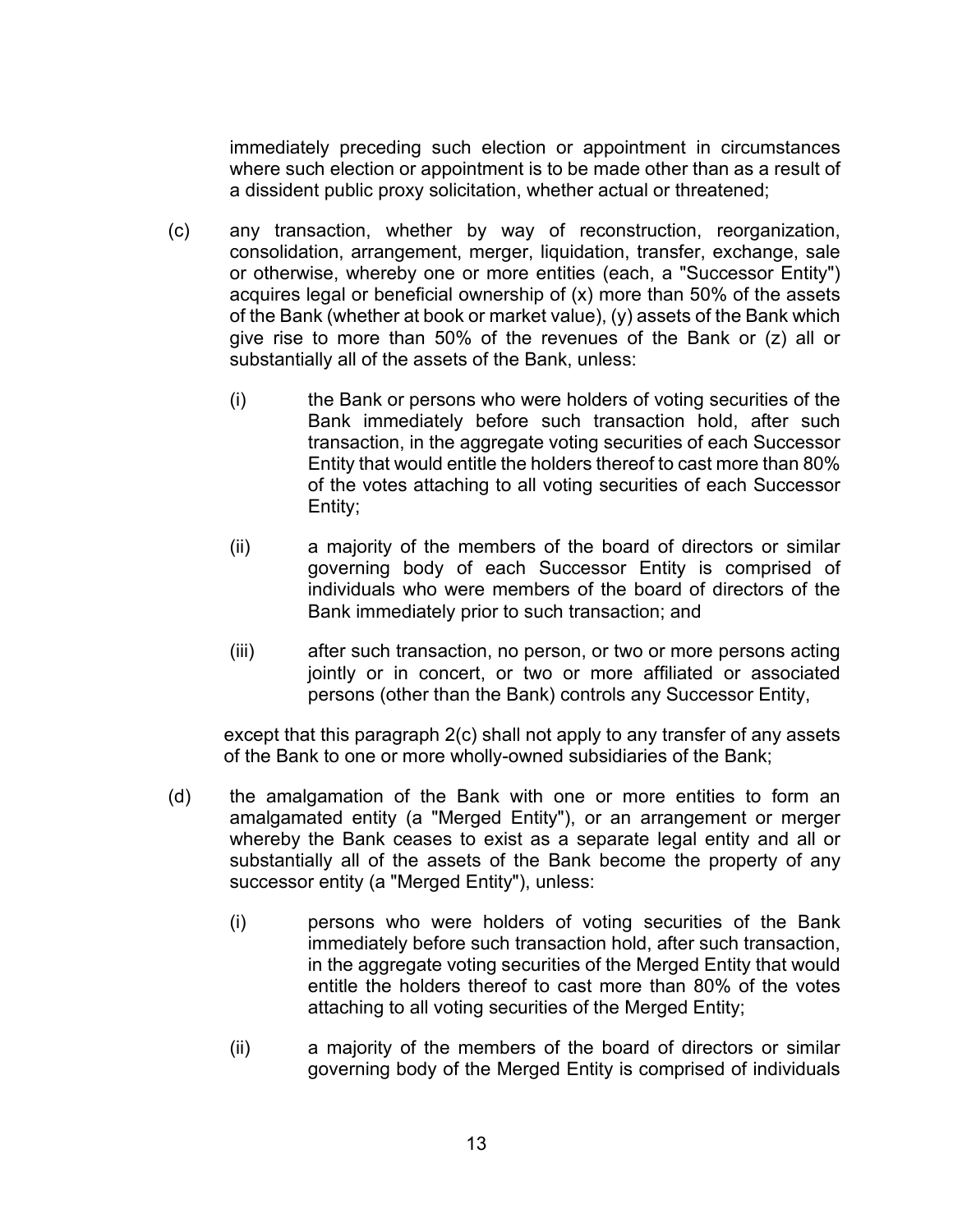immediately preceding such election or appointment in circumstances where such election or appointment is to be made other than as a result of a dissident public proxy solicitation, whether actual or threatened;

(c) any transaction, whether by way of reconstruction, reorganization, consolidation, arrangement, merger, liquidation, transfer, exchange, sale or otherwise, whereby one or more entities (each, a "Successor Entity") acquires legal or beneficial ownership of (x) more than 50% of the assets of the Bank (whether at book or market value), (y) assets of the Bank which give rise to more than 50% of the revenues of the Bank or (z) all or substantially all of the assets of the Bank, unless:

  (i) the Bank or persons who were holders of voting securities of the Bank immediately before such transaction hold, after such transaction, in the aggregate voting securities of each Successor Entity that would entitle the holders thereof to cast more than 80% of the votes attaching to all voting securities of each Successor Entity;

  (ii) a majority of the members of the board of directors or similar governing body of each Successor Entity is comprised of individuals who were members of the board of directors of the Bank immediately prior to such transaction; and

  (iii) after such transaction, no person, or two or more persons acting jointly or in concert, or two or more affiliated or associated persons (other than the Bank) controls any Successor Entity,

except that this paragraph 2(c) shall not apply to any transfer of any assets of the Bank to one or more wholly-owned subsidiaries of the Bank;

(d) the amalgamation of the Bank with one or more entities to form an amalgamated entity (a "Merged Entity"), or an arrangement or merger whereby the Bank ceases to exist as a separate legal entity and all or substantially all of the assets of the Bank become the property of any successor entity (a "Merged Entity"), unless:

  (i) persons who were holders of voting securities of the Bank immediately before such transaction hold, after such transaction, in the aggregate voting securities of the Merged Entity that would entitle the holders thereof to cast more than 80% of the votes attaching to all voting securities of the Merged Entity;

  (ii) a majority of the members of the board of directors or similar governing body of the Merged Entity is comprised of individuals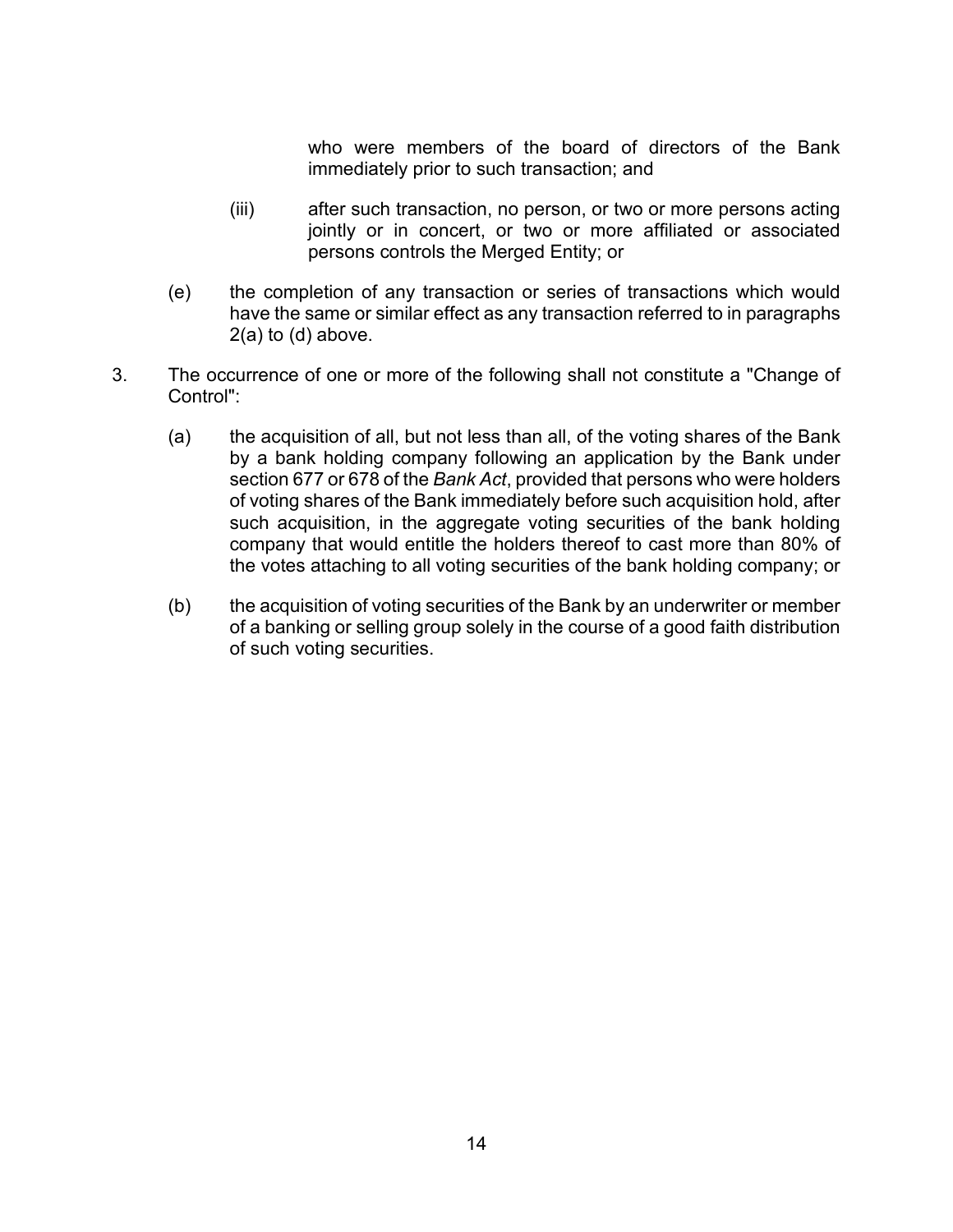who were members of the board of directors of the Bank immediately prior to such transaction; and

(iii) after such transaction, no person, or two or more persons acting jointly or in concert, or two or more affiliated or associated persons controls the Merged Entity; or

(e) the completion of any transaction or series of transactions which would have the same or similar effect as any transaction referred to in paragraphs 2(a) to (d) above.

3. The occurrence of one or more of the following shall not constitute a "Change of Control":

(a) the acquisition of all, but not less than all, of the voting shares of the Bank by a bank holding company following an application by the Bank under section 677 or 678 of the *Bank Act*, provided that persons who were holders of voting shares of the Bank immediately before such acquisition hold, after such acquisition, in the aggregate voting securities of the bank holding company that would entitle the holders thereof to cast more than 80% of the votes attaching to all voting securities of the bank holding company; or

(b) the acquisition of voting securities of the Bank by an underwriter or member of a banking or selling group solely in the course of a good faith distribution of such voting securities.